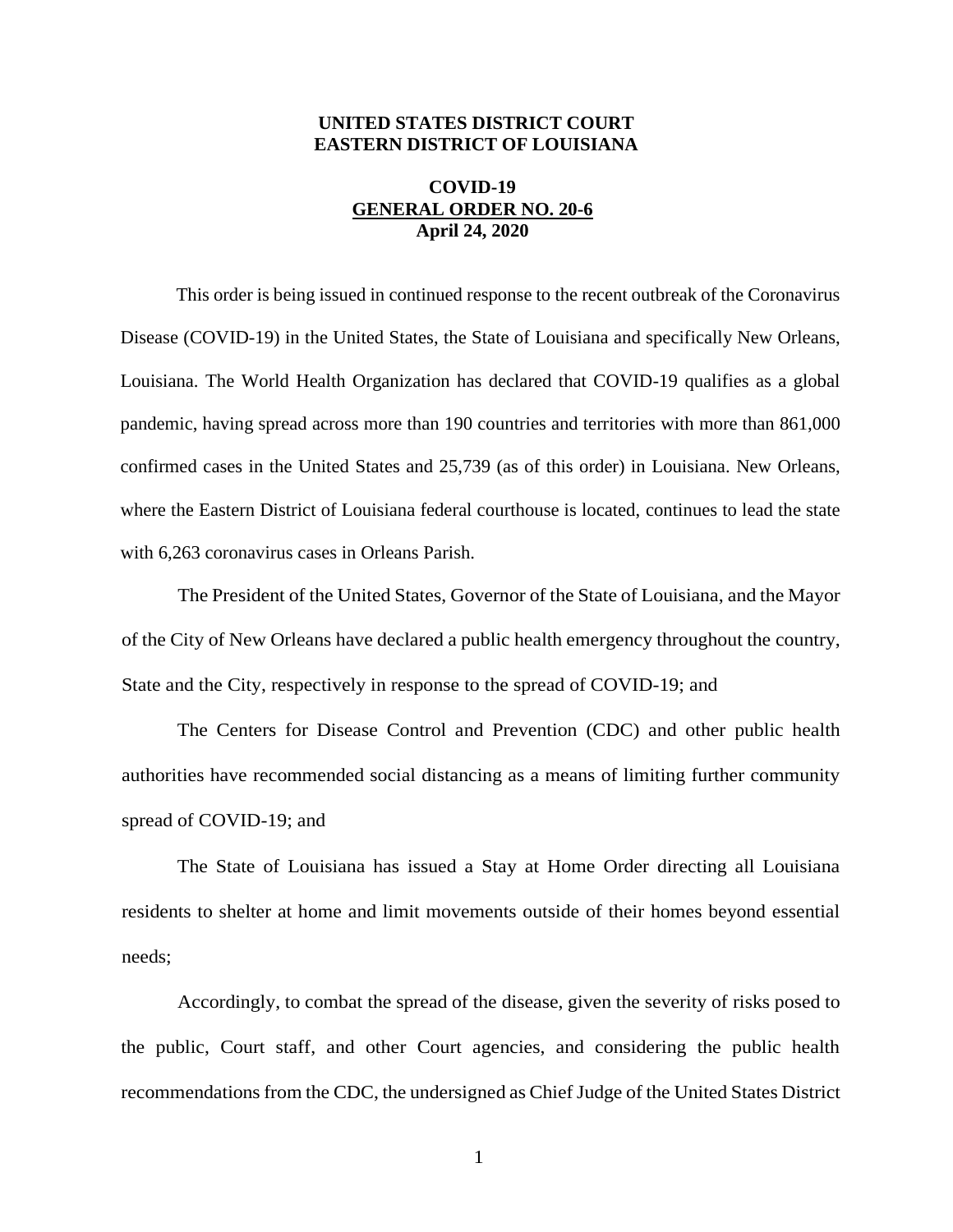**UNITED STATES DISTRICT COURT**
**EASTERN DISTRICT OF LOUISIANA**

**COVID-19**
**GENERAL ORDER NO. 20-6**
**April 24, 2020**

This order is being issued in continued response to the recent outbreak of the Coronavirus Disease (COVID-19) in the United States, the State of Louisiana and specifically New Orleans, Louisiana. The World Health Organization has declared that COVID-19 qualifies as a global pandemic, having spread across more than 190 countries and territories with more than 861,000 confirmed cases in the United States and 25,739 (as of this order) in Louisiana. New Orleans, where the Eastern District of Louisiana federal courthouse is located, continues to lead the state with 6,263 coronavirus cases in Orleans Parish.

The President of the United States, Governor of the State of Louisiana, and the Mayor of the City of New Orleans have declared a public health emergency throughout the country, State and the City, respectively in response to the spread of COVID-19; and

The Centers for Disease Control and Prevention (CDC) and other public health authorities have recommended social distancing as a means of limiting further community spread of COVID-19; and

The State of Louisiana has issued a Stay at Home Order directing all Louisiana residents to shelter at home and limit movements outside of their homes beyond essential needs;

Accordingly, to combat the spread of the disease, given the severity of risks posed to the public, Court staff, and other Court agencies, and considering the public health recommendations from the CDC, the undersigned as Chief Judge of the United States District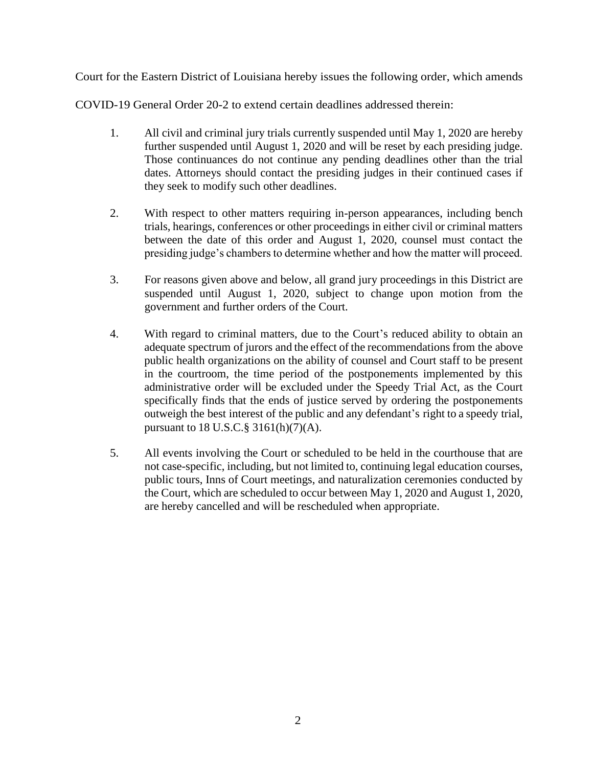Court for the Eastern District of Louisiana hereby issues the following order, which amends COVID-19 General Order 20-2 to extend certain deadlines addressed therein:

1. All civil and criminal jury trials currently suspended until May 1, 2020 are hereby further suspended until August 1, 2020 and will be reset by each presiding judge. Those continuances do not continue any pending deadlines other than the trial dates. Attorneys should contact the presiding judges in their continued cases if they seek to modify such other deadlines.

2. With respect to other matters requiring in-person appearances, including bench trials, hearings, conferences or other proceedings in either civil or criminal matters between the date of this order and August 1, 2020, counsel must contact the presiding judge's chambers to determine whether and how the matter will proceed.

3. For reasons given above and below, all grand jury proceedings in this District are suspended until August 1, 2020, subject to change upon motion from the government and further orders of the Court.

4. With regard to criminal matters, due to the Court's reduced ability to obtain an adequate spectrum of jurors and the effect of the recommendations from the above public health organizations on the ability of counsel and Court staff to be present in the courtroom, the time period of the postponements implemented by this administrative order will be excluded under the Speedy Trial Act, as the Court specifically finds that the ends of justice served by ordering the postponements outweigh the best interest of the public and any defendant's right to a speedy trial, pursuant to 18 U.S.C.§ 3161(h)(7)(A).

5. All events involving the Court or scheduled to be held in the courthouse that are not case-specific, including, but not limited to, continuing legal education courses, public tours, Inns of Court meetings, and naturalization ceremonies conducted by the Court, which are scheduled to occur between May 1, 2020 and August 1, 2020, are hereby cancelled and will be rescheduled when appropriate.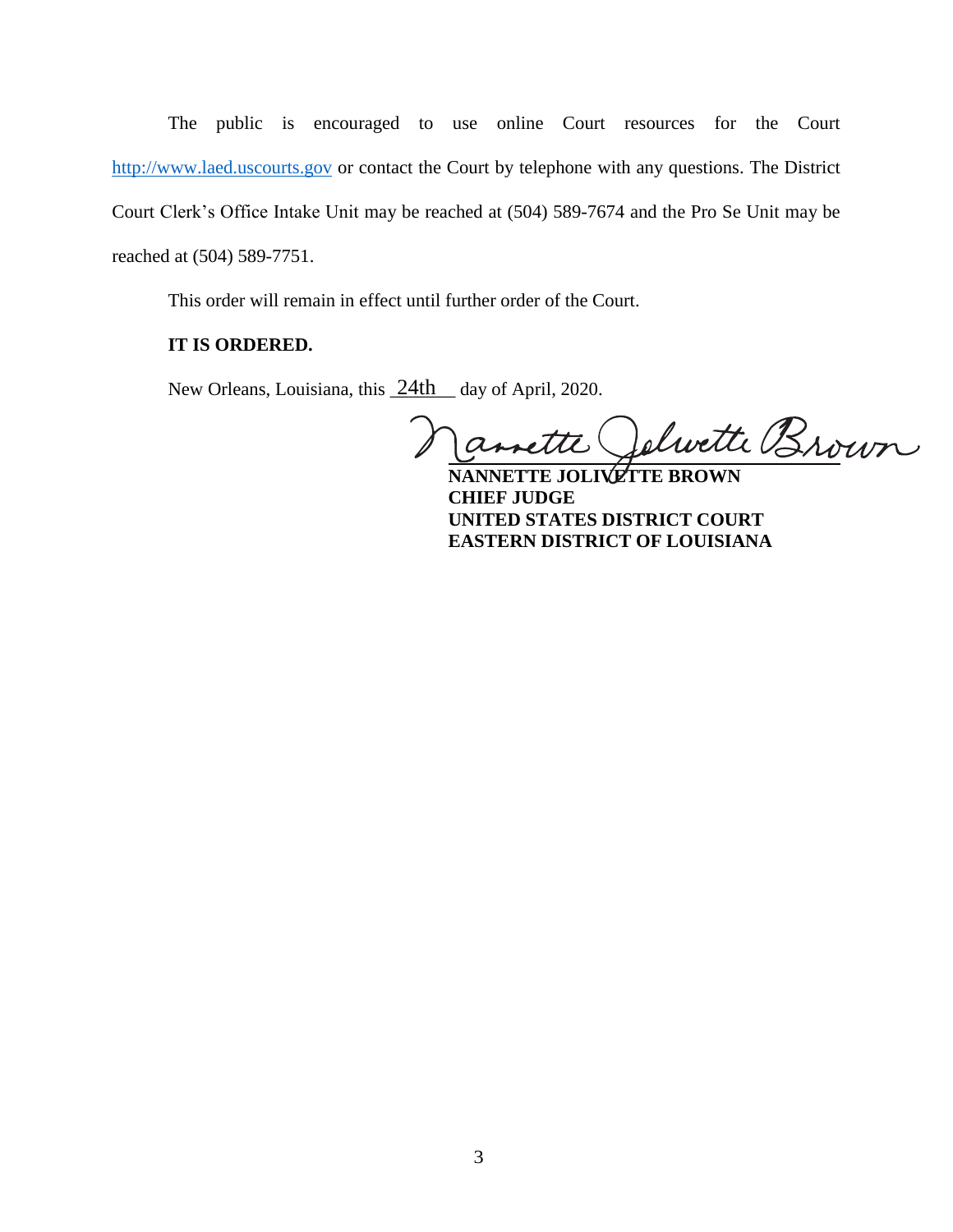The public is encouraged to use online Court resources for the Court http://www.laed.uscourts.gov or contact the Court by telephone with any questions. The District Court Clerk's Office Intake Unit may be reached at (504) 589-7674 and the Pro Se Unit may be reached at (504) 589-7751.

This order will remain in effect until further order of the Court.

**IT IS ORDERED.**

New Orleans, Louisiana, this 24th day of April, 2020.

Nannette Jolivette Brown

**NANNETTE JOLIVETTE BROWN**
**CHIEF JUDGE**
**UNITED STATES DISTRICT COURT**
**EASTERN DISTRICT OF LOUISIANA**